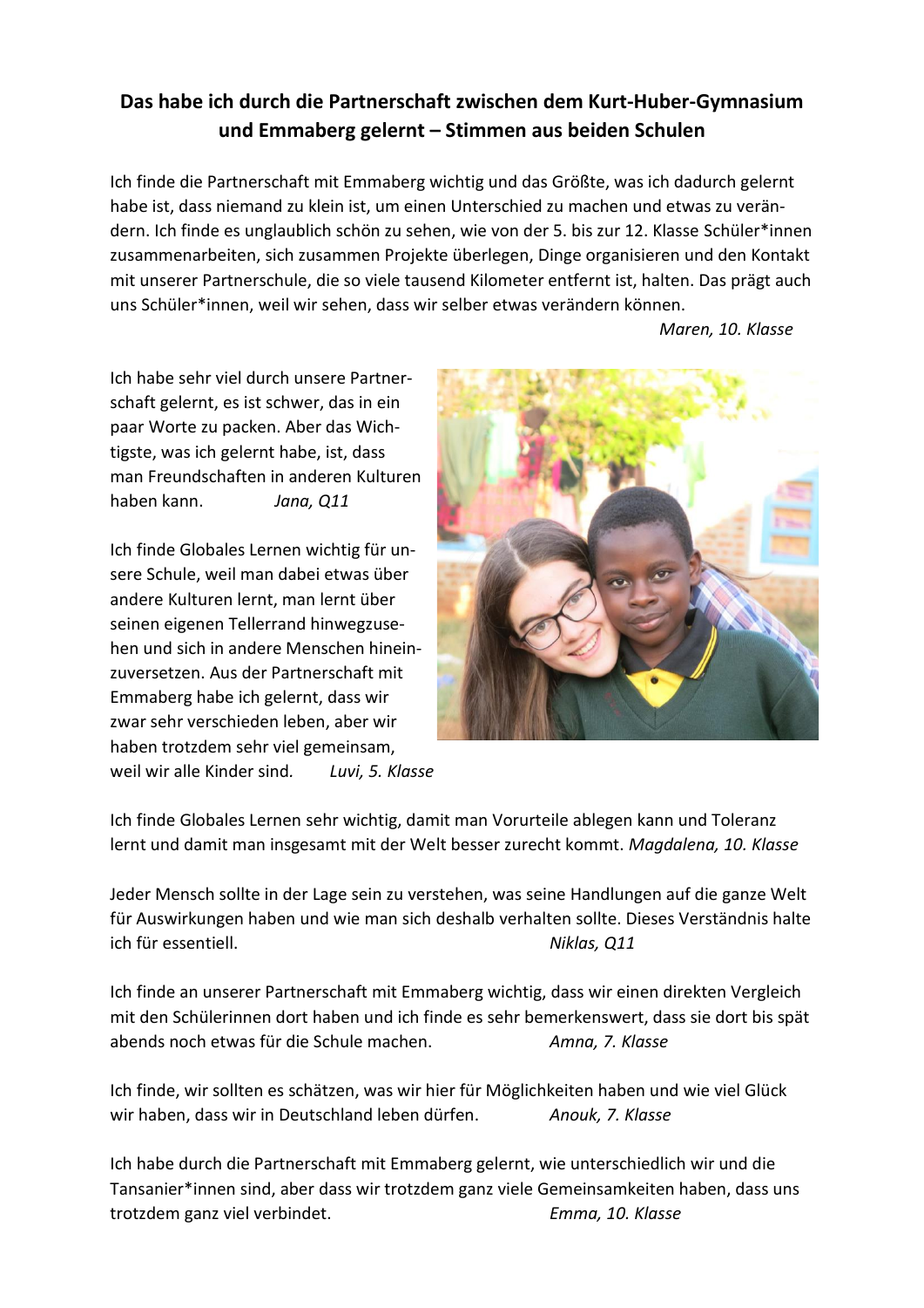# Das habe ich durch die Partnerschaft zwischen dem Kurt-Huber-Gymnasium und Emmaberg gelernt – Stimmen aus beiden Schulen

Ich finde die Partnerschaft mit Emmaberg wichtig und das Größte, was ich dadurch gelernt habe ist, dass niemand zu klein ist, um einen Unterschied zu machen und etwas zu verändern. Ich finde es unglaublich schön zu sehen, wie von der 5. bis zur 12. Klasse Schüler*innen zusammenarbeiten, sich zusammen Projekte überlegen, Dinge organisieren und den Kontakt mit unserer Partnerschule, die so viele tausend Kilometer entfernt ist, halten. Das prägt auch uns Schüler*innen, weil wir sehen, dass wir selber etwas verändern können.

*Maren, 10. Klasse*

Ich habe sehr viel durch unsere Partnerschaft gelernt, es ist schwer, das in ein paar Worte zu packen. Aber das Wichtigste, was ich gelernt habe, ist, dass man Freundschaften in anderen Kulturen haben kann. *Jana, Q11*

Ich finde Globales Lernen wichtig für unsere Schule, weil man dabei etwas über andere Kulturen lernt, man lernt über seinen eigenen Tellerrand hinwegzusehen und sich in andere Menschen hineinzuversetzen. Aus der Partnerschaft mit Emmaberg habe ich gelernt, dass wir zwar sehr verschieden leben, aber wir haben trotzdem sehr viel gemeinsam, weil wir alle Kinder sind. *Luvi, 5. Klasse*

Ich finde Globales Lernen sehr wichtig, damit man Vorurteile ablegen kann und Toleranz lernt und damit man insgesamt mit der Welt besser zurecht kommt. *Magdalena, 10. Klasse*

Jeder Mensch sollte in der Lage sein zu verstehen, was seine Handlungen auf die ganze Welt für Auswirkungen haben und wie man sich deshalb verhalten sollte. Dieses Verständnis halte ich für essentiell. *Niklas, Q11*

Ich finde an unserer Partnerschaft mit Emmaberg wichtig, dass wir einen direkten Vergleich mit den Schülerinnen dort haben und ich finde es sehr bemerkenswert, dass sie dort bis spät abends noch etwas für die Schule machen. *Amna, 7. Klasse*

Ich finde, wir sollten es schätzen, was wir hier für Möglichkeiten haben und wie viel Glück wir haben, dass wir in Deutschland leben dürfen. *Anouk, 7. Klasse*

Ich habe durch die Partnerschaft mit Emmaberg gelernt, wie unterschiedlich wir und die Tansanier*innen sind, aber dass wir trotzdem ganz viele Gemeinsamkeiten haben, dass uns trotzdem ganz viel verbindet. *Emma, 10. Klasse*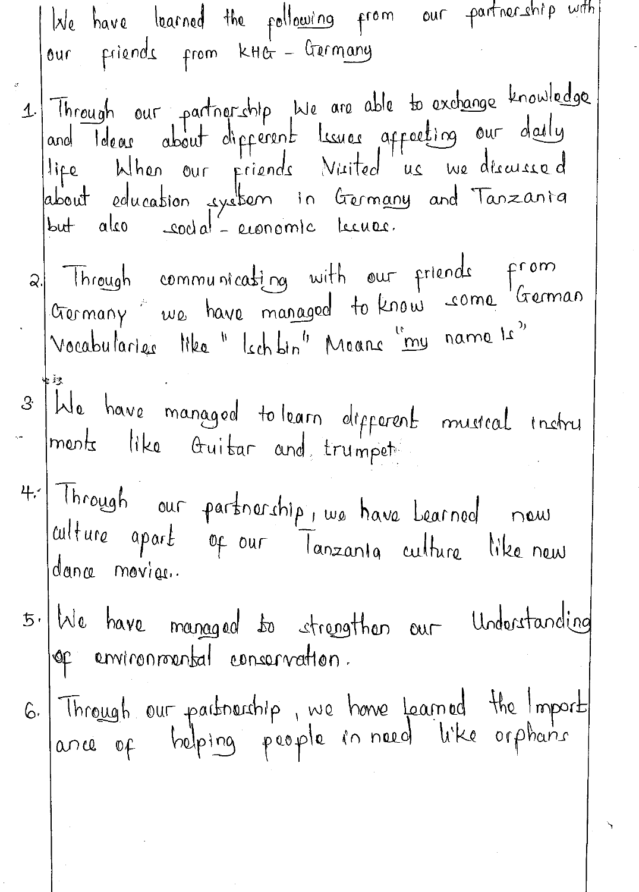We have learned the following from our partnership with our friends from KHG - Germany

1. Through our partnership We are able to exchange knowledge and Ideas about different Issues affecting our daily life When our friends Visited us we discussed about education system in Germany and Tanzania but also social - economic Issues.

2. Through communicating with our friends from Germany we have managed to know some German Vocabularies like "Ich bin" Means "my name Is"

3. We have managed to learn different musical instruments like Guitar and trumpet

4. Through our partnership, we have Learned new culture apart of our Tanzania culture like new dance movies..

5. We have managed to strengthen our Understanding of environmental conservation.

6. Through our partnership, we have Learned the Importance of helping people in need like orphans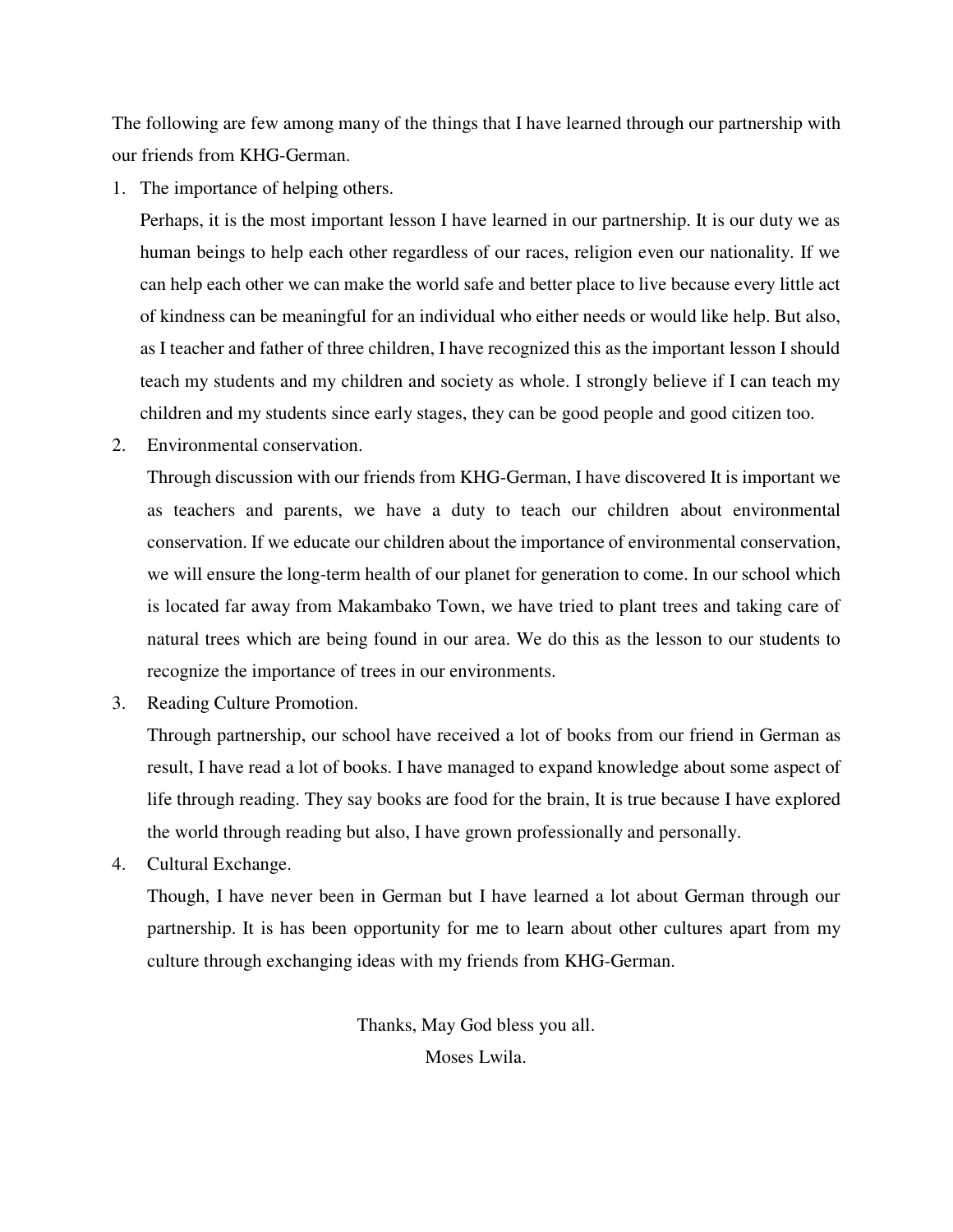The following are few among many of the things that I have learned through our partnership with our friends from KHG-German.

1. The importance of helping others.

   Perhaps, it is the most important lesson I have learned in our partnership. It is our duty we as human beings to help each other regardless of our races, religion even our nationality. If we can help each other we can make the world safe and better place to live because every little act of kindness can be meaningful for an individual who either needs or would like help. But also, as I teacher and father of three children, I have recognized this as the important lesson I should teach my students and my children and society as whole. I strongly believe if I can teach my children and my students since early stages, they can be good people and good citizen too.

2. Environmental conservation.

   Through discussion with our friends from KHG-German, I have discovered It is important we as teachers and parents, we have a duty to teach our children about environmental conservation. If we educate our children about the importance of environmental conservation, we will ensure the long-term health of our planet for generation to come. In our school which is located far away from Makambako Town, we have tried to plant trees and taking care of natural trees which are being found in our area. We do this as the lesson to our students to recognize the importance of trees in our environments.

3. Reading Culture Promotion.

   Through partnership, our school have received a lot of books from our friend in German as result, I have read a lot of books. I have managed to expand knowledge about some aspect of life through reading. They say books are food for the brain, It is true because I have explored the world through reading but also, I have grown professionally and personally.

4. Cultural Exchange.

   Though, I have never been in German but I have learned a lot about German through our partnership. It is has been opportunity for me to learn about other cultures apart from my culture through exchanging ideas with my friends from KHG-German.

Thanks, May God bless you all.

Moses Lwila.